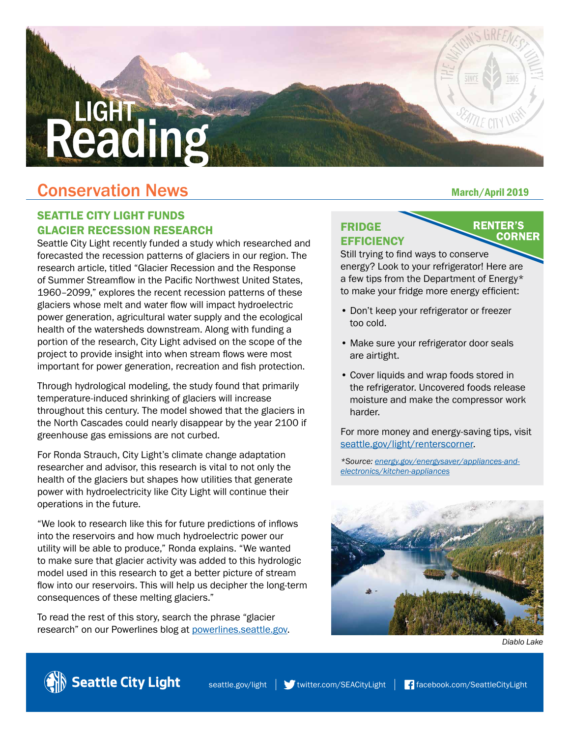# LIGHT Reading

## Conservation News

March/April 2019

### SEATTLE CITY LIGHT FUNDS GLACIER RECESSION RESEARCH

Seattle City Light recently funded a study which researched and forecasted the recession patterns of glaciers in our region. The research article, titled "Glacier Recession and the Response of Summer Streamflow in the Pacific Northwest United States, 1960–2099," explores the recent recession patterns of these glaciers whose melt and water flow will impact hydroelectric power generation, agricultural water supply and the ecological health of the watersheds downstream. Along with funding a portion of the research, City Light advised on the scope of the project to provide insight into when stream flows were most important for power generation, recreation and fish protection.

Through hydrological modeling, the study found that primarily temperature-induced shrinking of glaciers will increase throughout this century. The model showed that the glaciers in the North Cascades could nearly disappear by the year 2100 if greenhouse gas emissions are not curbed.

For Ronda Strauch, City Light's climate change adaptation researcher and advisor, this research is vital to not only the health of the glaciers but shapes how utilities that generate power with hydroelectricity like City Light will continue their operations in the future.

"We look to research like this for future predictions of inflows into the reservoirs and how much hydroelectric power our utility will be able to produce," Ronda explains. "We wanted to make sure that glacier activity was added to this hydrologic model used in this research to get a better picture of stream flow into our reservoirs. This will help us decipher the long-term consequences of these melting glaciers."

To read the rest of this story, search the phrase "glacier research" on our Powerlines blog at powerlines.seattle.gov.

### FRIDGE EFFICIENCY

**RENTER'S CORNER**

Still trying to find ways to conserve energy? Look to your refrigerator! Here are a few tips from the Department of Energy* to make your fridge more energy efficient:

- Don't keep your refrigerator or freezer too cold.
- Make sure your refrigerator door seals are airtight.
- Cover liquids and wrap foods stored in the refrigerator. Uncovered foods release moisture and make the compressor work harder.

For more money and energy-saving tips, visit seattle.gov/light/renterscorner.

*\*Source: energy.gov/energysaver/appliances-and-electronics/kitchen-appliances*

*Diablo Lake*

Seattle City Light | seattle.gov/light | twitter.com/SEACityLight | facebook.com/SeattleCityLight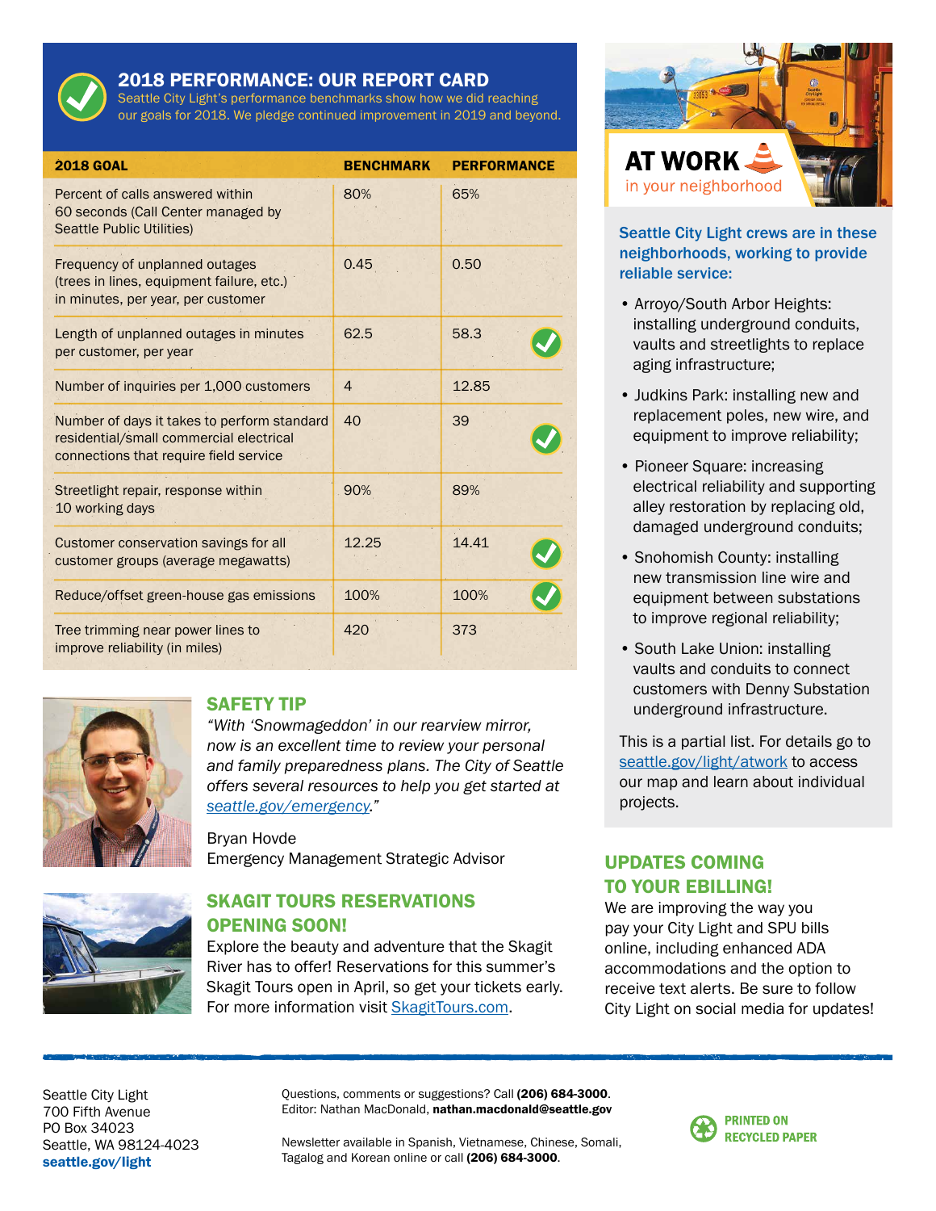## 2018 PERFORMANCE: OUR REPORT CARD

Seattle City Light's performance benchmarks show how we did reaching our goals for 2018. We pledge continued improvement in 2019 and beyond.

| 2018 GOAL | BENCHMARK | PERFORMANCE |
|---|---|---|
| Percent of calls answered within 60 seconds (Call Center managed by Seattle Public Utilities) | 80% | 65% |
| Frequency of unplanned outages (trees in lines, equipment failure, etc.) in minutes, per year, per customer | 0.45 | 0.50 |
| Length of unplanned outages in minutes per customer, per year | 62.5 | 58.3 ✓ |
| Number of inquiries per 1,000 customers | 4 | 12.85 |
| Number of days it takes to perform standard residential/small commercial electrical connections that require field service | 40 | 39 ✓ |
| Streetlight repair, response within 10 working days | 90% | 89% |
| Customer conservation savings for all customer groups (average megawatts) | 12.25 | 14.41 ✓ |
| Reduce/offset green-house gas emissions | 100% | 100% ✓ |
| Tree trimming near power lines to improve reliability (in miles) | 420 | 373 |

## SAFETY TIP

*"With 'Snowmageddon' in our rearview mirror, now is an excellent time to review your personal and family preparedness plans. The City of Seattle offers several resources to help you get started at seattle.gov/emergency."*

Bryan Hovde
Emergency Management Strategic Advisor

## SKAGIT TOURS RESERVATIONS OPENING SOON!

Explore the beauty and adventure that the Skagit River has to offer! Reservations for this summer's Skagit Tours open in April, so get your tickets early. For more information visit SkagitTours.com.

## AT WORK in your neighborhood

**Seattle City Light crews are in these neighborhoods, working to provide reliable service:**

- Arroyo/South Arbor Heights: installing underground conduits, vaults and streetlights to replace aging infrastructure;
- Judkins Park: installing new and replacement poles, new wire, and equipment to improve reliability;
- Pioneer Square: increasing electrical reliability and supporting alley restoration by replacing old, damaged underground conduits;
- Snohomish County: installing new transmission line wire and equipment between substations to improve regional reliability;
- South Lake Union: installing vaults and conduits to connect customers with Denny Substation underground infrastructure.

This is a partial list. For details go to seattle.gov/light/atwork to access our map and learn about individual projects.

## UPDATES COMING TO YOUR EBILLING!

We are improving the way you pay your City Light and SPU bills online, including enhanced ADA accommodations and the option to receive text alerts. Be sure to follow City Light on social media for updates!

Seattle City Light
700 Fifth Avenue
PO Box 34023
Seattle, WA 98124-4023
**seattle.gov/light**

Questions, comments or suggestions? Call **(206) 684-3000**.
Editor: Nathan MacDonald, **nathan.macdonald@seattle.gov**

Newsletter available in Spanish, Vietnamese, Chinese, Somali, Tagalog and Korean online or call **(206) 684-3000**.

PRINTED ON RECYCLED PAPER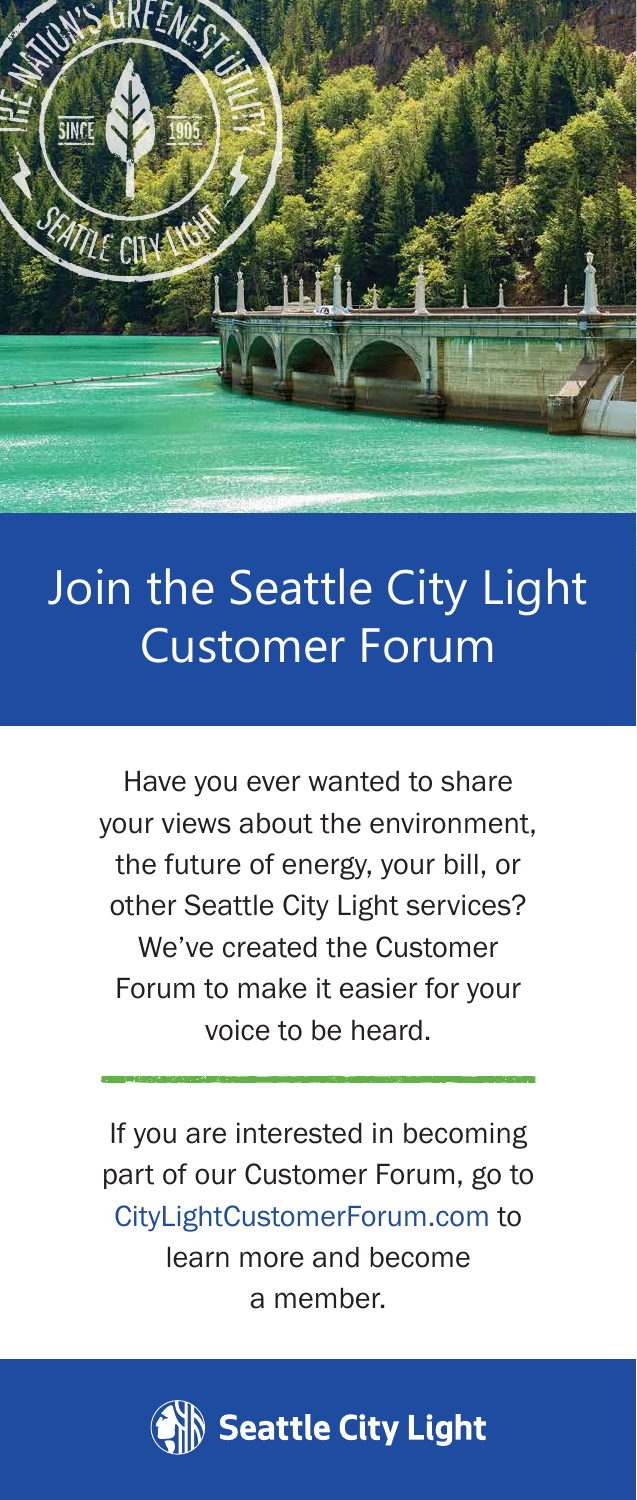# Join the Seattle City Light Customer Forum

Have you ever wanted to share your views about the environment, the future of energy, your bill, or other Seattle City Light services? We've created the Customer Forum to make it easier for your voice to be heard.

If you are interested in becoming part of our Customer Forum, go to CityLightCustomerForum.com to learn more and become a member.

Seattle City Light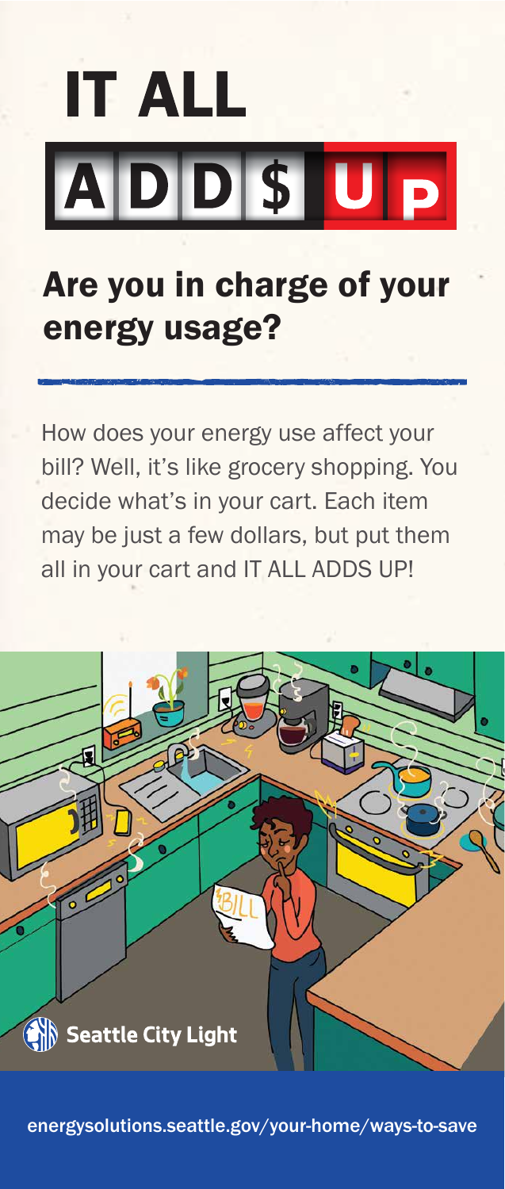# IT ALL ADD$ UP

## Are you in charge of your energy usage?

How does your energy use affect your bill? Well, it's like grocery shopping. You decide what's in your cart. Each item may be just a few dollars, but put them all in your cart and IT ALL ADDS UP!

Seattle City Light

energysolutions.seattle.gov/your-home/ways-to-save